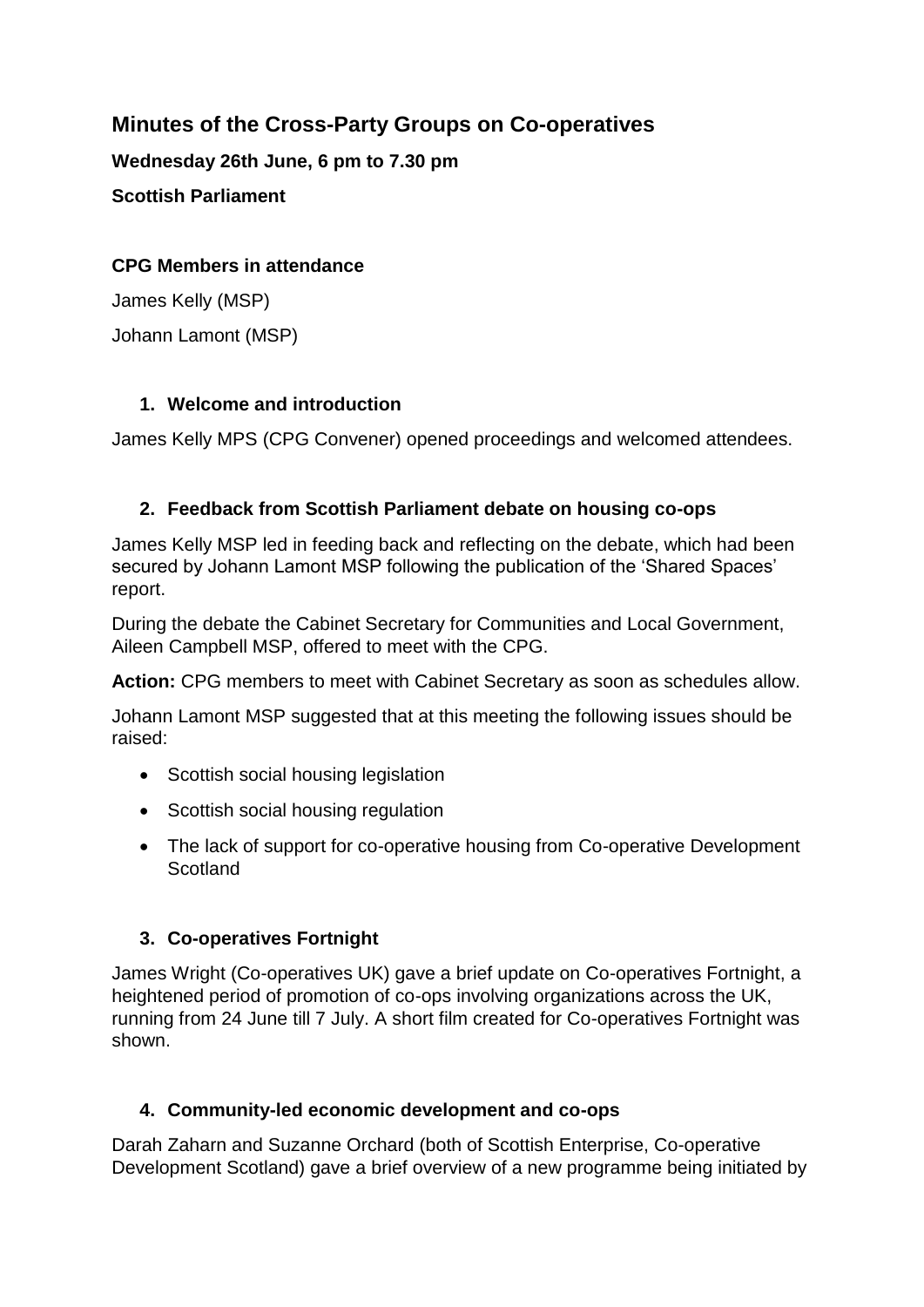# Minutes of the Cross-Party Groups on Co-operatives

**Wednesday 26th June, 6 pm to 7.30 pm**

**Scottish Parliament**

**CPG Members in attendance**

James Kelly (MSP)

Johann Lamont (MSP)

## 1. Welcome and introduction

James Kelly MPS (CPG Convener) opened proceedings and welcomed attendees.

## 2. Feedback from Scottish Parliament debate on housing co-ops

James Kelly MSP led in feeding back and reflecting on the debate, which had been secured by Johann Lamont MSP following the publication of the 'Shared Spaces' report.

During the debate the Cabinet Secretary for Communities and Local Government, Aileen Campbell MSP, offered to meet with the CPG.

**Action:** CPG members to meet with Cabinet Secretary as soon as schedules allow.

Johann Lamont MSP suggested that at this meeting the following issues should be raised:

- Scottish social housing legislation
- Scottish social housing regulation
- The lack of support for co-operative housing from Co-operative Development Scotland

## 3. Co-operatives Fortnight

James Wright (Co-operatives UK) gave a brief update on Co-operatives Fortnight, a heightened period of promotion of co-ops involving organizations across the UK, running from 24 June till 7 July. A short film created for Co-operatives Fortnight was shown.

## 4. Community-led economic development and co-ops

Darah Zaharn and Suzanne Orchard (both of Scottish Enterprise, Co-operative Development Scotland) gave a brief overview of a new programme being initiated by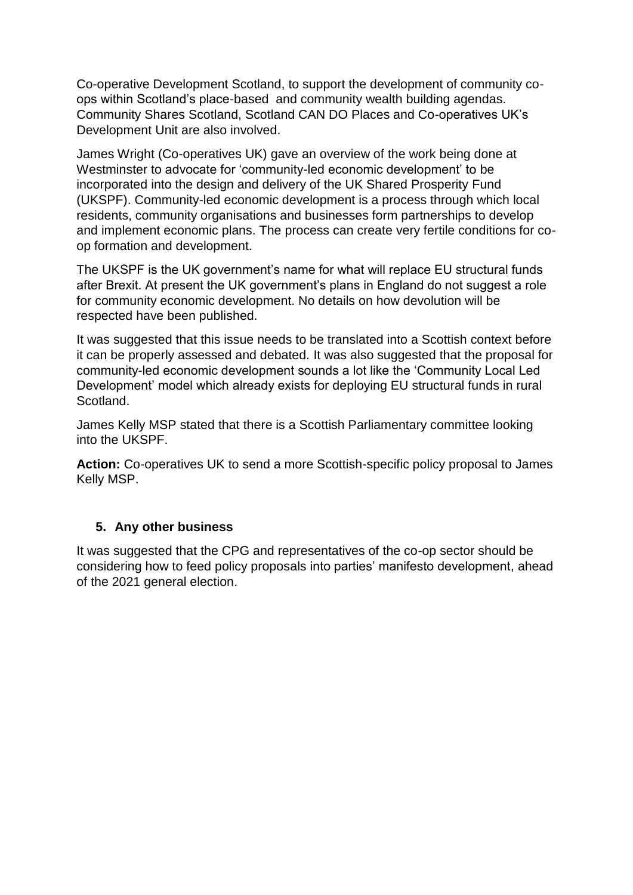Co-operative Development Scotland, to support the development of community co-ops within Scotland's place-based and community wealth building agendas. Community Shares Scotland, Scotland CAN DO Places and Co-operatives UK's Development Unit are also involved.

James Wright (Co-operatives UK) gave an overview of the work being done at Westminster to advocate for 'community-led economic development' to be incorporated into the design and delivery of the UK Shared Prosperity Fund (UKSPF). Community-led economic development is a process through which local residents, community organisations and businesses form partnerships to develop and implement economic plans. The process can create very fertile conditions for co-op formation and development.

The UKSPF is the UK government's name for what will replace EU structural funds after Brexit. At present the UK government's plans in England do not suggest a role for community economic development. No details on how devolution will be respected have been published.

It was suggested that this issue needs to be translated into a Scottish context before it can be properly assessed and debated. It was also suggested that the proposal for community-led economic development sounds a lot like the 'Community Local Led Development' model which already exists for deploying EU structural funds in rural Scotland.

James Kelly MSP stated that there is a Scottish Parliamentary committee looking into the UKSPF.

**Action:** Co-operatives UK to send a more Scottish-specific policy proposal to James Kelly MSP.

## 5. Any other business

It was suggested that the CPG and representatives of the co-op sector should be considering how to feed policy proposals into parties' manifesto development, ahead of the 2021 general election.